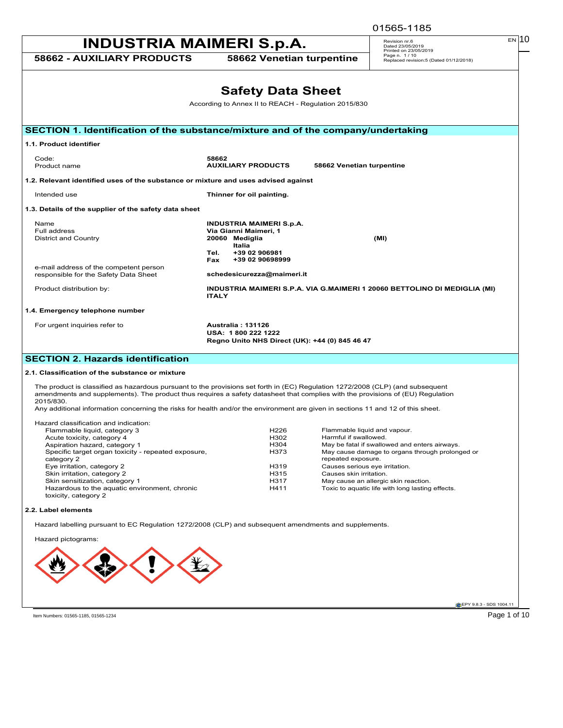# INDUSTRIA MAIMERI S.p.A.

**58662 - AUXILIARY PRODUCTS** **58662 Venetian turpentine**

Revision nr.6
Dated 23/05/2019
Printed on 23/05/2019
Page n. 1 / 10
Replaced revision:5 (Dated 01/12/2018)

# Safety Data Sheet

According to Annex II to REACH - Regulation 2015/830

## SECTION 1. Identification of the substance/mixture and of the company/undertaking

### 1.1. Product identifier

| | |
|---|---|
| Code: | **58662** |
| Product name | **AUXILIARY PRODUCTS 58662 Venetian turpentine** |

### 1.2. Relevant identified uses of the substance or mixture and uses advised against

| | |
|---|---|
| Intended use | **Thinner for oil painting.** |

### 1.3. Details of the supplier of the safety data sheet

| | |
|---|---|
| Name | **INDUSTRIA MAIMERI S.p.A.** |
| Full address | **Via Gianni Maimeri, 1** |
| District and Country | **20060 Mediglia (MI)** **Italia** |
| | **Tel. +39 02 906981** |
| | **Fax +39 02 90698999** |
| e-mail address of the competent person responsible for the Safety Data Sheet | **schedesicurezza@maimeri.it** |
| Product distribution by: | **INDUSTRIA MAIMERI S.P.A. VIA G.MAIMERI 1 20060 BETTOLINO DI MEDIGLIA (MI) ITALY** |

### 1.4. Emergency telephone number

| | |
|---|---|
| For urgent inquiries refer to | **Australia : 131126** **USA: 1 800 222 1222** **Regno Unito NHS Direct (UK): +44 (0) 845 46 47** |

## SECTION 2. Hazards identification

### 2.1. Classification of the substance or mixture

The product is classified as hazardous pursuant to the provisions set forth in (EC) Regulation 1272/2008 (CLP) (and subsequent amendments and supplements). The product thus requires a safety datasheet that complies with the provisions of (EU) Regulation 2015/830.
Any additional information concerning the risks for health and/or the environment are given in sections 11 and 12 of this sheet.

Hazard classification and indication:

| | | |
|---|---|---|
| Flammable liquid, category 3 | H226 | Flammable liquid and vapour. |
| Acute toxicity, category 4 | H302 | Harmful if swallowed. |
| Aspiration hazard, category 1 | H304 | May be fatal if swallowed and enters airways. |
| Specific target organ toxicity - repeated exposure, category 2 | H373 | May cause damage to organs through prolonged or repeated exposure. |
| Eye irritation, category 2 | H319 | Causes serious eye irritation. |
| Skin irritation, category 2 | H315 | Causes skin irritation. |
| Skin sensitization, category 1 | H317 | May cause an allergic skin reaction. |
| Hazardous to the aquatic environment, chronic toxicity, category 2 | H411 | Toxic to aquatic life with long lasting effects. |

### 2.2. Label elements

Hazard labelling pursuant to EC Regulation 1272/2008 (CLP) and subsequent amendments and supplements.

Hazard pictograms: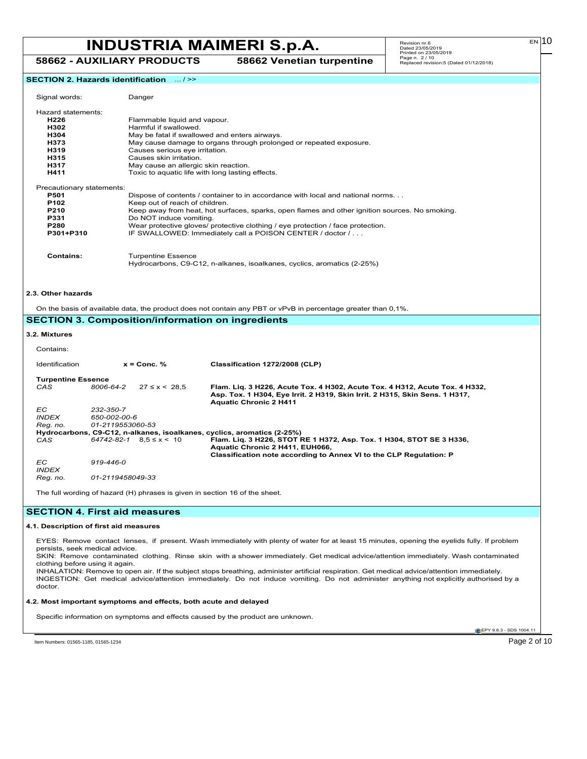## SECTION 2. Hazards identification ... / >>

Signal words: Danger

Hazard statements:

| | |
|---|---|
| **H226** | Flammable liquid and vapour. |
| **H302** | Harmful if swallowed. |
| **H304** | May be fatal if swallowed and enters airways. |
| **H373** | May cause damage to organs through prolonged or repeated exposure. |
| **H319** | Causes serious eye irritation. |
| **H315** | Causes skin irritation. |
| **H317** | May cause an allergic skin reaction. |
| **H411** | Toxic to aquatic life with long lasting effects. |

Precautionary statements:

| | |
|---|---|
| **P501** | Dispose of contents / container to in accordance with local and national norms. . . |
| **P102** | Keep out of reach of children. |
| **P210** | Keep away from heat, hot surfaces, sparks, open flames and other ignition sources. No smoking. |
| **P331** | Do NOT induce vomiting. |
| **P280** | Wear protective gloves/ protective clothing / eye protection / face protection. |
| **P301+P310** | IF SWALLOWED: Immediately call a POISON CENTER / doctor / . . . |

**Contains:** Turpentine Essence
Hydrocarbons, C9-C12, n-alkanes, isoalkanes, cyclics, aromatics (2-25%)

### 2.3. Other hazards

On the basis of available data, the product does not contain any PBT or vPvB in percentage greater than 0,1%.

## SECTION 3. Composition/information on ingredients

### 3.2. Mixtures

Contains:

| Identification | | x = Conc. % | Classification 1272/2008 (CLP) |
|---|---|---|---|
| **Turpentine Essence** | | | |
| *CAS* | *8006-64-2* | 27 ≤ x < 28,5 | **Flam. Liq. 3 H226, Acute Tox. 4 H302, Acute Tox. 4 H312, Acute Tox. 4 H332, Asp. Tox. 1 H304, Eye Irrit. 2 H319, Skin Irrit. 2 H315, Skin Sens. 1 H317, Aquatic Chronic 2 H411** |
| *EC* | *232-350-7* | | |
| *INDEX* | *650-002-00-6* | | |
| *Reg. no.* | *01-2119553060-53* | | |
| **Hydrocarbons, C9-C12, n-alkanes, isoalkanes, cyclics, aromatics (2-25%)** | | | |
| *CAS* | *64742-82-1* | 8,5 ≤ x < 10 | **Flam. Liq. 3 H226, STOT RE 1 H372, Asp. Tox. 1 H304, STOT SE 3 H336, Aquatic Chronic 2 H411, EUH066, Classification note according to Annex VI to the CLP Regulation: P** |
| *EC* | *919-446-0* | | |
| *INDEX* | | | |
| *Reg. no.* | *01-2119458049-33* | | |

The full wording of hazard (H) phrases is given in section 16 of the sheet.

## SECTION 4. First aid measures

### 4.1. Description of first aid measures

EYES: Remove contact lenses, if present. Wash immediately with plenty of water for at least 15 minutes, opening the eyelids fully. If problem persists, seek medical advice.
SKIN: Remove contaminated clothing. Rinse skin with a shower immediately. Get medical advice/attention immediately. Wash contaminated clothing before using it again.
INHALATION: Remove to open air. If the subject stops breathing, administer artificial respiration. Get medical advice/attention immediately.
INGESTION: Get medical advice/attention immediately. Do not induce vomiting. Do not administer anything not explicitly authorised by a doctor.

### 4.2. Most important symptoms and effects, both acute and delayed

Specific information on symptoms and effects caused by the product are unknown.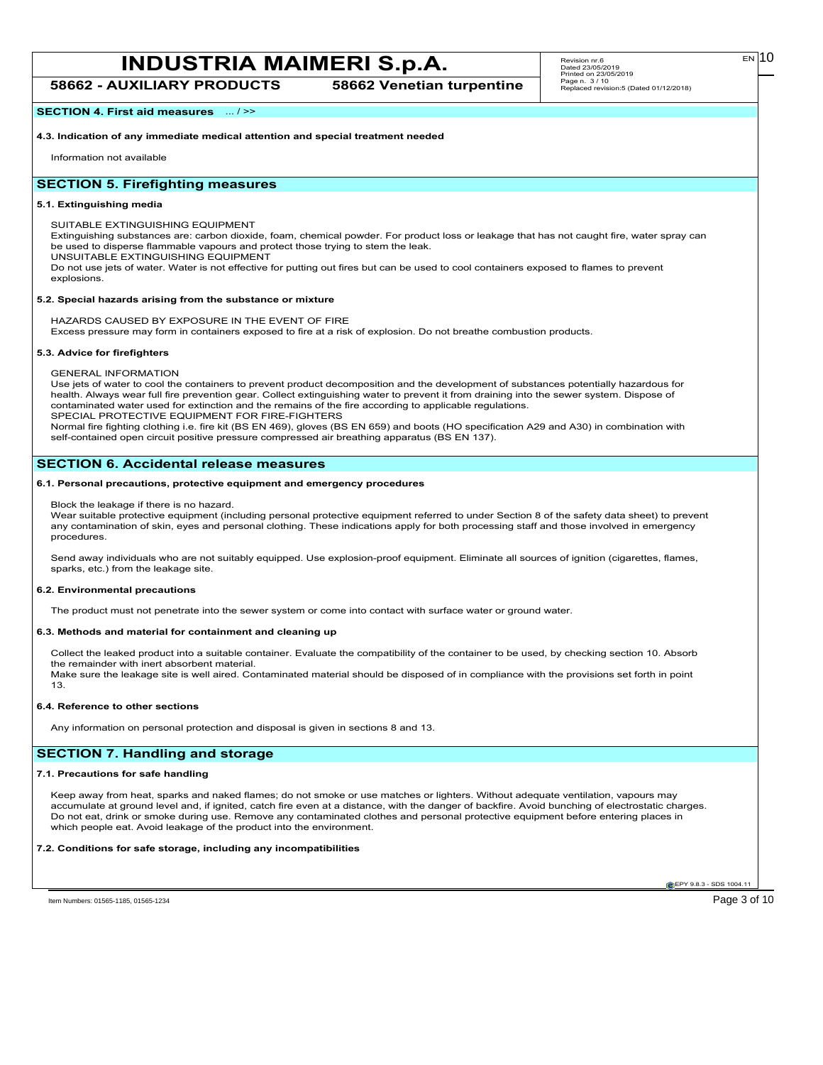**SECTION 4. First aid measures** ... / >>

**4.3. Indication of any immediate medical attention and special treatment needed**

Information not available

## SECTION 5. Firefighting measures

**5.1. Extinguishing media**

SUITABLE EXTINGUISHING EQUIPMENT
Extinguishing substances are: carbon dioxide, foam, chemical powder. For product loss or leakage that has not caught fire, water spray can be used to disperse flammable vapours and protect those trying to stem the leak.
UNSUITABLE EXTINGUISHING EQUIPMENT
Do not use jets of water. Water is not effective for putting out fires but can be used to cool containers exposed to flames to prevent explosions.

**5.2. Special hazards arising from the substance or mixture**

HAZARDS CAUSED BY EXPOSURE IN THE EVENT OF FIRE
Excess pressure may form in containers exposed to fire at a risk of explosion. Do not breathe combustion products.

**5.3. Advice for firefighters**

GENERAL INFORMATION
Use jets of water to cool the containers to prevent product decomposition and the development of substances potentially hazardous for health. Always wear full fire prevention gear. Collect extinguishing water to prevent it from draining into the sewer system. Dispose of contaminated water used for extinction and the remains of the fire according to applicable regulations.
SPECIAL PROTECTIVE EQUIPMENT FOR FIRE-FIGHTERS
Normal fire fighting clothing i.e. fire kit (BS EN 469), gloves (BS EN 659) and boots (HO specification A29 and A30) in combination with self-contained open circuit positive pressure compressed air breathing apparatus (BS EN 137).

## SECTION 6. Accidental release measures

**6.1. Personal precautions, protective equipment and emergency procedures**

Block the leakage if there is no hazard.
Wear suitable protective equipment (including personal protective equipment referred to under Section 8 of the safety data sheet) to prevent any contamination of skin, eyes and personal clothing. These indications apply for both processing staff and those involved in emergency procedures.

Send away individuals who are not suitably equipped. Use explosion-proof equipment. Eliminate all sources of ignition (cigarettes, flames, sparks, etc.) from the leakage site.

**6.2. Environmental precautions**

The product must not penetrate into the sewer system or come into contact with surface water or ground water.

**6.3. Methods and material for containment and cleaning up**

Collect the leaked product into a suitable container. Evaluate the compatibility of the container to be used, by checking section 10. Absorb the remainder with inert absorbent material.
Make sure the leakage site is well aired. Contaminated material should be disposed of in compliance with the provisions set forth in point 13.

**6.4. Reference to other sections**

Any information on personal protection and disposal is given in sections 8 and 13.

## SECTION 7. Handling and storage

**7.1. Precautions for safe handling**

Keep away from heat, sparks and naked flames; do not smoke or use matches or lighters. Without adequate ventilation, vapours may accumulate at ground level and, if ignited, catch fire even at a distance, with the danger of backfire. Avoid bunching of electrostatic charges. Do not eat, drink or smoke during use. Remove any contaminated clothes and personal protective equipment before entering places in which people eat. Avoid leakage of the product into the environment.

**7.2. Conditions for safe storage, including any incompatibilities**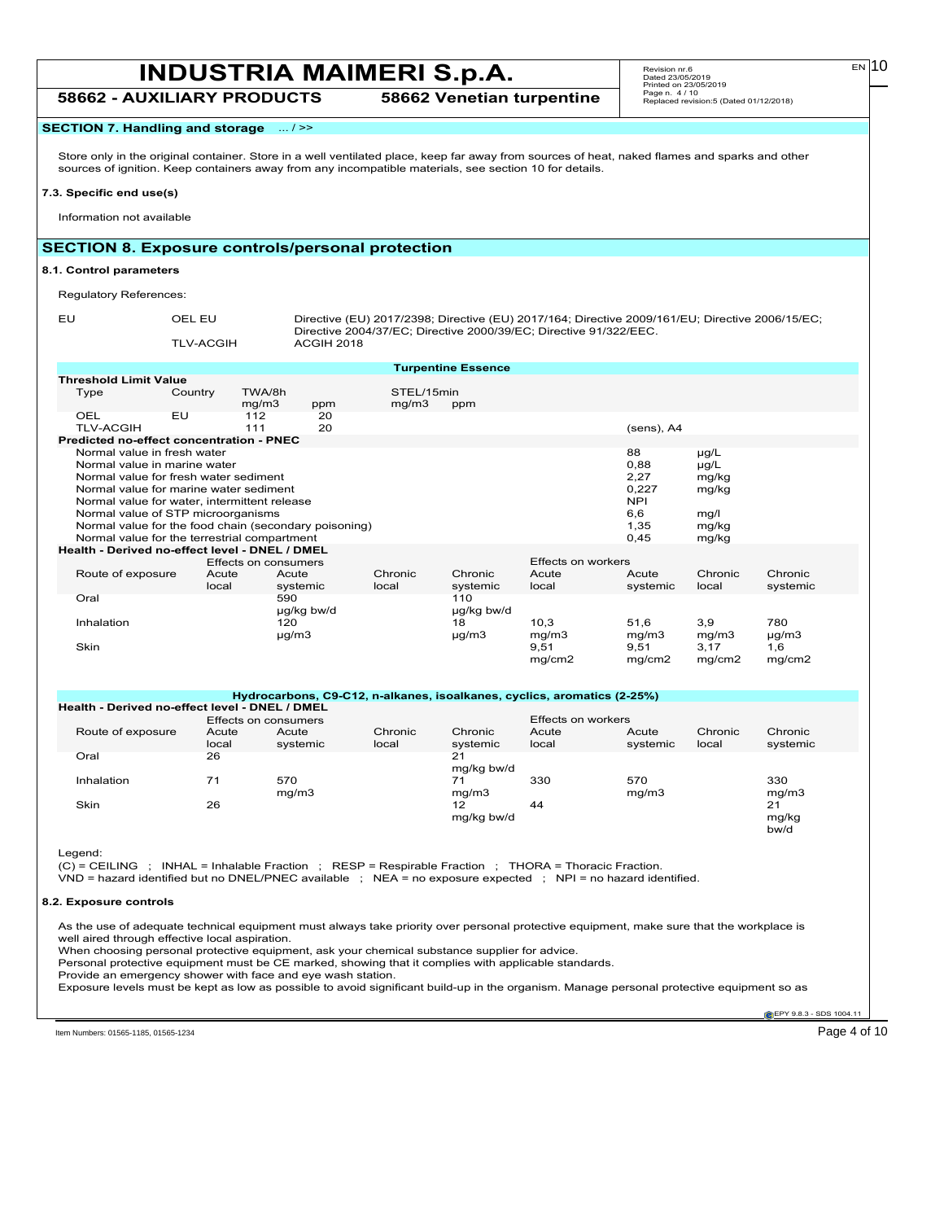## SECTION 7. Handling and storage ... / >>

Store only in the original container. Store in a well ventilated place, keep far away from sources of heat, naked flames and sparks and other sources of ignition. Keep containers away from any incompatible materials, see section 10 for details.

### 7.3. Specific end use(s)

Information not available

## SECTION 8. Exposure controls/personal protection

### 8.1. Control parameters

Regulatory References:

| | | |
|---|---|---|
| EU | OEL EU | Directive (EU) 2017/2398; Directive (EU) 2017/164; Directive 2009/161/EU; Directive 2006/15/EC; Directive 2004/37/EC; Directive 2000/39/EC; Directive 91/322/EEC. |
| | TLV-ACGIH | ACGIH 2018 |

**Turpentine Essence**

**Threshold Limit Value**

| Type | Country | TWA/8h mg/m3 | TWA/8h ppm | STEL/15min mg/m3 | STEL/15min ppm | |
|---|---|---|---|---|---|---|
| OEL | EU | 112 | 20 | | | |
| TLV-ACGIH | | 111 | 20 | | | (sens), A4 |

**Predicted no-effect concentration - PNEC**

| | | |
|---|---|---|
| Normal value in fresh water | 88 | µg/L |
| Normal value in marine water | 0,88 | µg/L |
| Normal value for fresh water sediment | 2,27 | mg/kg |
| Normal value for marine water sediment | 0,227 | mg/kg |
| Normal value for water, intermittent release | NPI | |
| Normal value of STP microorganisms | 6,6 | mg/l |
| Normal value for the food chain (secondary poisoning) | 1,35 | mg/kg |
| Normal value for the terrestrial compartment | 0,45 | mg/kg |

**Health - Derived no-effect level - DNEL / DMEL**

| | Effects on consumers | | | | Effects on workers | | | |
|---|---|---|---|---|---|---|---|---|
| Route of exposure | Acute local | Acute systemic | Chronic local | Chronic systemic | Acute local | Acute systemic | Chronic local | Chronic systemic |
| Oral | | 590 µg/kg bw/d | | 110 µg/kg bw/d | | | | |
| Inhalation | | 120 µg/m3 | | 18 µg/m3 | 10,3 mg/m3 | 51,6 mg/m3 | 3,9 mg/m3 | 780 µg/m3 |
| Skin | | | | | 9,51 mg/cm2 | 9,51 mg/cm2 | 3,17 mg/cm2 | 1,6 mg/cm2 |

**Hydrocarbons, C9-C12, n-alkanes, isoalkanes, cyclics, aromatics (2-25%)**

**Health - Derived no-effect level - DNEL / DMEL**

| | Effects on consumers | | | | Effects on workers | | | |
|---|---|---|---|---|---|---|---|---|
| Route of exposure | Acute local | Acute systemic | Chronic local | Chronic systemic | Acute local | Acute systemic | Chronic local | Chronic systemic |
| Oral | 26 | | | 21 mg/kg bw/d | | | | |
| Inhalation | 71 | 570 mg/m3 | | 71 mg/m3 | 330 | 570 mg/m3 | | 330 mg/m3 |
| Skin | 26 | | | 12 mg/kg bw/d | 44 | | | 21 mg/kg bw/d |

Legend:

(C) = CEILING ; INHAL = Inhalable Fraction ; RESP = Respirable Fraction ; THORA = Thoracic Fraction.
VND = hazard identified but no DNEL/PNEC available ; NEA = no exposure expected ; NPI = no hazard identified.

### 8.2. Exposure controls

As the use of adequate technical equipment must always take priority over personal protective equipment, make sure that the workplace is well aired through effective local aspiration.
When choosing personal protective equipment, ask your chemical substance supplier for advice.
Personal protective equipment must be CE marked, showing that it complies with applicable standards.
Provide an emergency shower with face and eye wash station.
Exposure levels must be kept as low as possible to avoid significant build-up in the organism. Manage personal protective equipment so as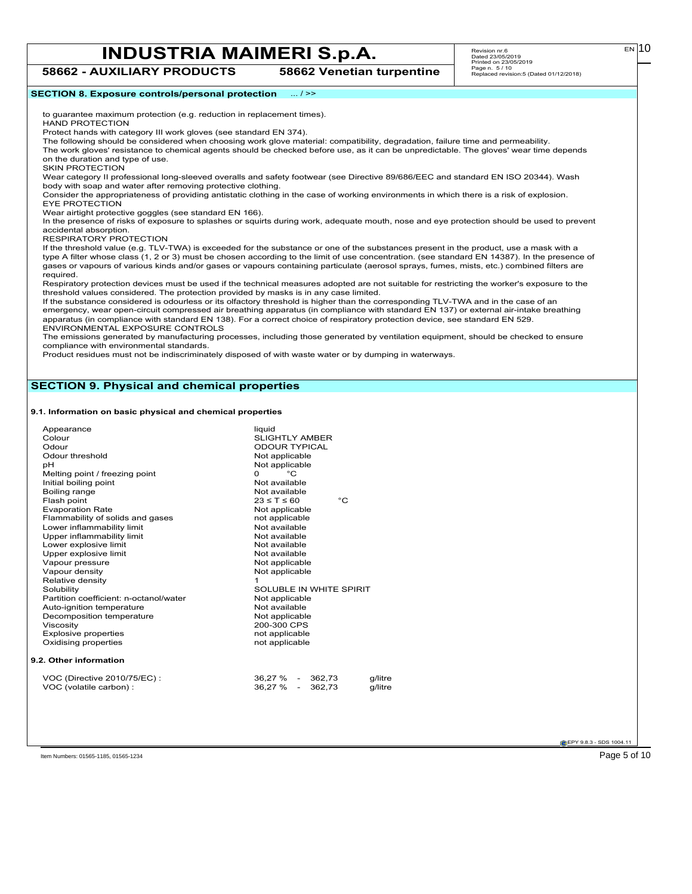## SECTION 8. Exposure controls/personal protection ... / >>

to guarantee maximum protection (e.g. reduction in replacement times).

HAND PROTECTION

Protect hands with category III work gloves (see standard EN 374).

The following should be considered when choosing work glove material: compatibility, degradation, failure time and permeability.

The work gloves' resistance to chemical agents should be checked before use, as it can be unpredictable. The gloves' wear time depends on the duration and type of use.

SKIN PROTECTION

Wear category II professional long-sleeved overalls and safety footwear (see Directive 89/686/EEC and standard EN ISO 20344). Wash body with soap and water after removing protective clothing.

Consider the appropriateness of providing antistatic clothing in the case of working environments in which there is a risk of explosion.

EYE PROTECTION

Wear airtight protective goggles (see standard EN 166).

In the presence of risks of exposure to splashes or squirts during work, adequate mouth, nose and eye protection should be used to prevent accidental absorption.

RESPIRATORY PROTECTION

If the threshold value (e.g. TLV-TWA) is exceeded for the substance or one of the substances present in the product, use a mask with a type A filter whose class (1, 2 or 3) must be chosen according to the limit of use concentration. (see standard EN 14387). In the presence of gases or vapours of various kinds and/or gases or vapours containing particulate (aerosol sprays, fumes, mists, etc.) combined filters are required.

Respiratory protection devices must be used if the technical measures adopted are not suitable for restricting the worker's exposure to the threshold values considered. The protection provided by masks is in any case limited.

If the substance considered is odourless or its olfactory threshold is higher than the corresponding TLV-TWA and in the case of an emergency, wear open-circuit compressed air breathing apparatus (in compliance with standard EN 137) or external air-intake breathing apparatus (in compliance with standard EN 138). For a correct choice of respiratory protection device, see standard EN 529.

ENVIRONMENTAL EXPOSURE CONTROLS

The emissions generated by manufacturing processes, including those generated by ventilation equipment, should be checked to ensure compliance with environmental standards.

Product residues must not be indiscriminately disposed of with waste water or by dumping in waterways.

## SECTION 9. Physical and chemical properties

### 9.1. Information on basic physical and chemical properties

| Property | Value |
|---|---|
| Appearance | liquid |
| Colour | SLIGHTLY AMBER |
| Odour | ODOUR TYPICAL |
| Odour threshold | Not applicable |
| pH | Not applicable |
| Melting point / freezing point | 0 °C |
| Initial boiling point | Not available |
| Boiling range | Not available |
| Flash point | 23 ≤ T ≤ 60 °C |
| Evaporation Rate | Not applicable |
| Flammability of solids and gases | not applicable |
| Lower inflammability limit | Not available |
| Upper inflammability limit | Not available |
| Lower explosive limit | Not available |
| Upper explosive limit | Not available |
| Vapour pressure | Not applicable |
| Vapour density | Not applicable |
| Relative density | 1 |
| Solubility | SOLUBLE IN WHITE SPIRIT |
| Partition coefficient: n-octanol/water | Not applicable |
| Auto-ignition temperature | Not available |
| Decomposition temperature | Not applicable |
| Viscosity | 200-300 CPS |
| Explosive properties | not applicable |
| Oxidising properties | not applicable |

### 9.2. Other information

| | | |
|---|---|---|
| VOC (Directive 2010/75/EC) : | 36,27 % - 362,73 | g/litre |
| VOC (volatile carbon) : | 36,27 % - 362,73 | g/litre |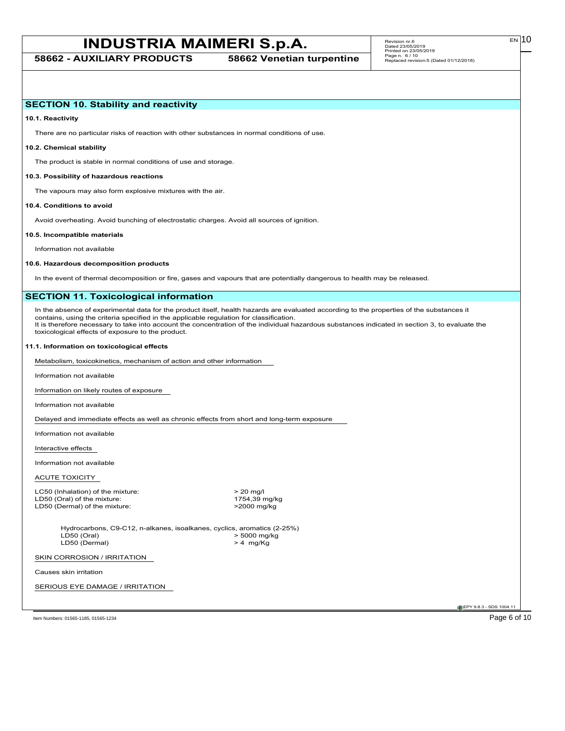## SECTION 10. Stability and reactivity

**10.1. Reactivity**

There are no particular risks of reaction with other substances in normal conditions of use.

**10.2. Chemical stability**

The product is stable in normal conditions of use and storage.

**10.3. Possibility of hazardous reactions**

The vapours may also form explosive mixtures with the air.

**10.4. Conditions to avoid**

Avoid overheating. Avoid bunching of electrostatic charges. Avoid all sources of ignition.

**10.5. Incompatible materials**

Information not available

**10.6. Hazardous decomposition products**

In the event of thermal decomposition or fire, gases and vapours that are potentially dangerous to health may be released.

## SECTION 11. Toxicological information

In the absence of experimental data for the product itself, health hazards are evaluated according to the properties of the substances it contains, using the criteria specified in the applicable regulation for classification.
It is therefore necessary to take into account the concentration of the individual hazardous substances indicated in section 3, to evaluate the toxicological effects of exposure to the product.

**11.1. Information on toxicological effects**

Metabolism, toxicokinetics, mechanism of action and other information

Information not available

Information on likely routes of exposure

Information not available

Delayed and immediate effects as well as chronic effects from short and long-term exposure

Information not available

Interactive effects

Information not available

ACUTE TOXICITY

| | |
|---|---|
| LC50 (Inhalation) of the mixture: | > 20 mg/l |
| LD50 (Oral) of the mixture: | 1754,39 mg/kg |
| LD50 (Dermal) of the mixture: | >2000 mg/kg |

Hydrocarbons, C9-C12, n-alkanes, isoalkanes, cyclics, aromatics (2-25%)

| | |
|---|---|
| LD50 (Oral) | > 5000 mg/kg |
| LD50 (Dermal) | > 4 mg/Kg |

SKIN CORROSION / IRRITATION

Causes skin irritation

SERIOUS EYE DAMAGE / IRRITATION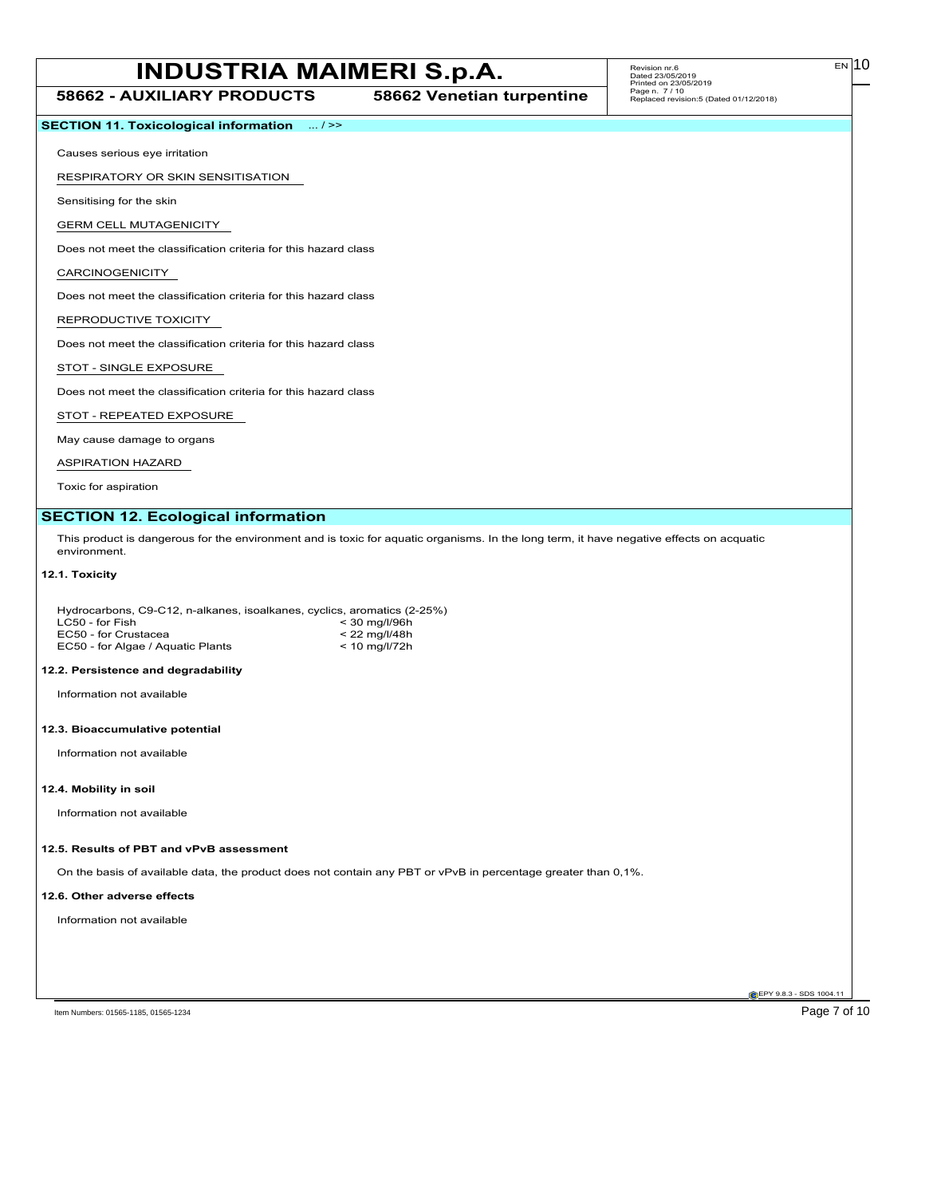## SECTION 11. Toxicological information ... / >>

Causes serious eye irritation

RESPIRATORY OR SKIN SENSITISATION

Sensitising for the skin

GERM CELL MUTAGENICITY

Does not meet the classification criteria for this hazard class

CARCINOGENICITY

Does not meet the classification criteria for this hazard class

REPRODUCTIVE TOXICITY

Does not meet the classification criteria for this hazard class

STOT - SINGLE EXPOSURE

Does not meet the classification criteria for this hazard class

STOT - REPEATED EXPOSURE

May cause damage to organs

ASPIRATION HAZARD

Toxic for aspiration

## SECTION 12. Ecological information

This product is dangerous for the environment and is toxic for aquatic organisms. In the long term, it have negative effects on acquatic environment.

### 12.1. Toxicity

Hydrocarbons, C9-C12, n-alkanes, isoalkanes, cyclics, aromatics (2-25%)

| | |
|---|---|
| LC50 - for Fish | < 30 mg/l/96h |
| EC50 - for Crustacea | < 22 mg/l/48h |
| EC50 - for Algae / Aquatic Plants | < 10 mg/l/72h |

### 12.2. Persistence and degradability

Information not available

### 12.3. Bioaccumulative potential

Information not available

### 12.4. Mobility in soil

Information not available

### 12.5. Results of PBT and vPvB assessment

On the basis of available data, the product does not contain any PBT or vPvB in percentage greater than 0,1%.

### 12.6. Other adverse effects

Information not available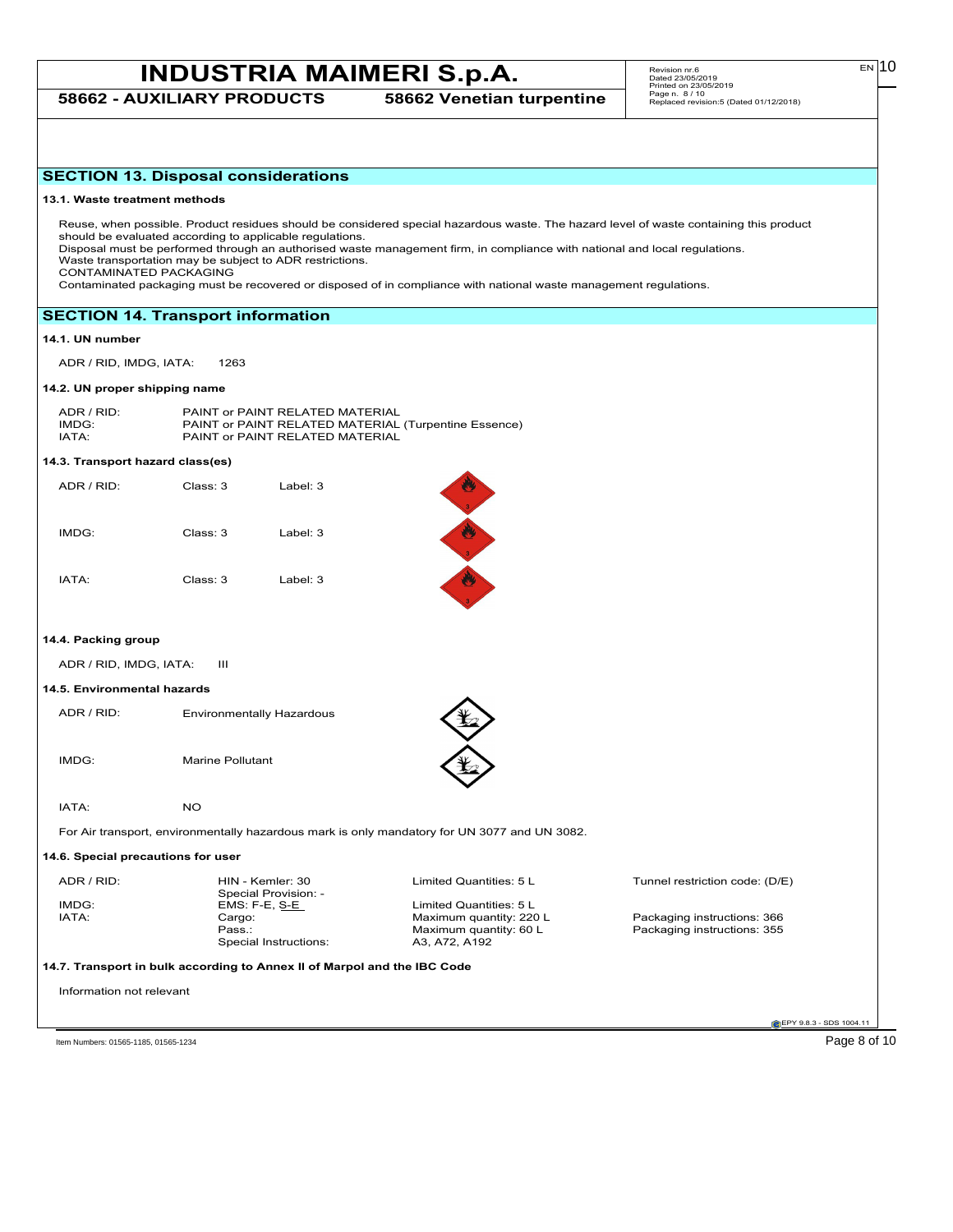## SECTION 13. Disposal considerations

### 13.1. Waste treatment methods

Reuse, when possible. Product residues should be considered special hazardous waste. The hazard level of waste containing this product should be evaluated according to applicable regulations.
Disposal must be performed through an authorised waste management firm, in compliance with national and local regulations.
Waste transportation may be subject to ADR restrictions.
CONTAMINATED PACKAGING
Contaminated packaging must be recovered or disposed of in compliance with national waste management regulations.

## SECTION 14. Transport information

### 14.1. UN number

ADR / RID, IMDG, IATA: 1263

### 14.2. UN proper shipping name

| | |
|---|---|
| ADR / RID: | PAINT or PAINT RELATED MATERIAL |
| IMDG: | PAINT or PAINT RELATED MATERIAL (Turpentine Essence) |
| IATA: | PAINT or PAINT RELATED MATERIAL |

### 14.3. Transport hazard class(es)

| | | |
|---|---|---|
| ADR / RID: | Class: 3 | Label: 3 |
| IMDG: | Class: 3 | Label: 3 |
| IATA: | Class: 3 | Label: 3 |

### 14.4. Packing group

ADR / RID, IMDG, IATA: III

### 14.5. Environmental hazards

| | |
|---|---|
| ADR / RID: | Environmentally Hazardous |
| IMDG: | Marine Pollutant |
| IATA: | NO |

For Air transport, environmentally hazardous mark is only mandatory for UN 3077 and UN 3082.

### 14.6. Special precautions for user

| | | | |
|---|---|---|---|
| ADR / RID: | HIN - Kemler: 30<br>Special Provision: - | Limited Quantities: 5 L | Tunnel restriction code: (D/E) |
| IMDG: | EMS: F-E, S-E | Limited Quantities: 5 L | |
| IATA: | Cargo: | Maximum quantity: 220 L | Packaging instructions: 366 |
| | Pass.: | Maximum quantity: 60 L | Packaging instructions: 355 |
| | Special Instructions: | A3, A72, A192 | |

### 14.7. Transport in bulk according to Annex II of Marpol and the IBC Code

Information not relevant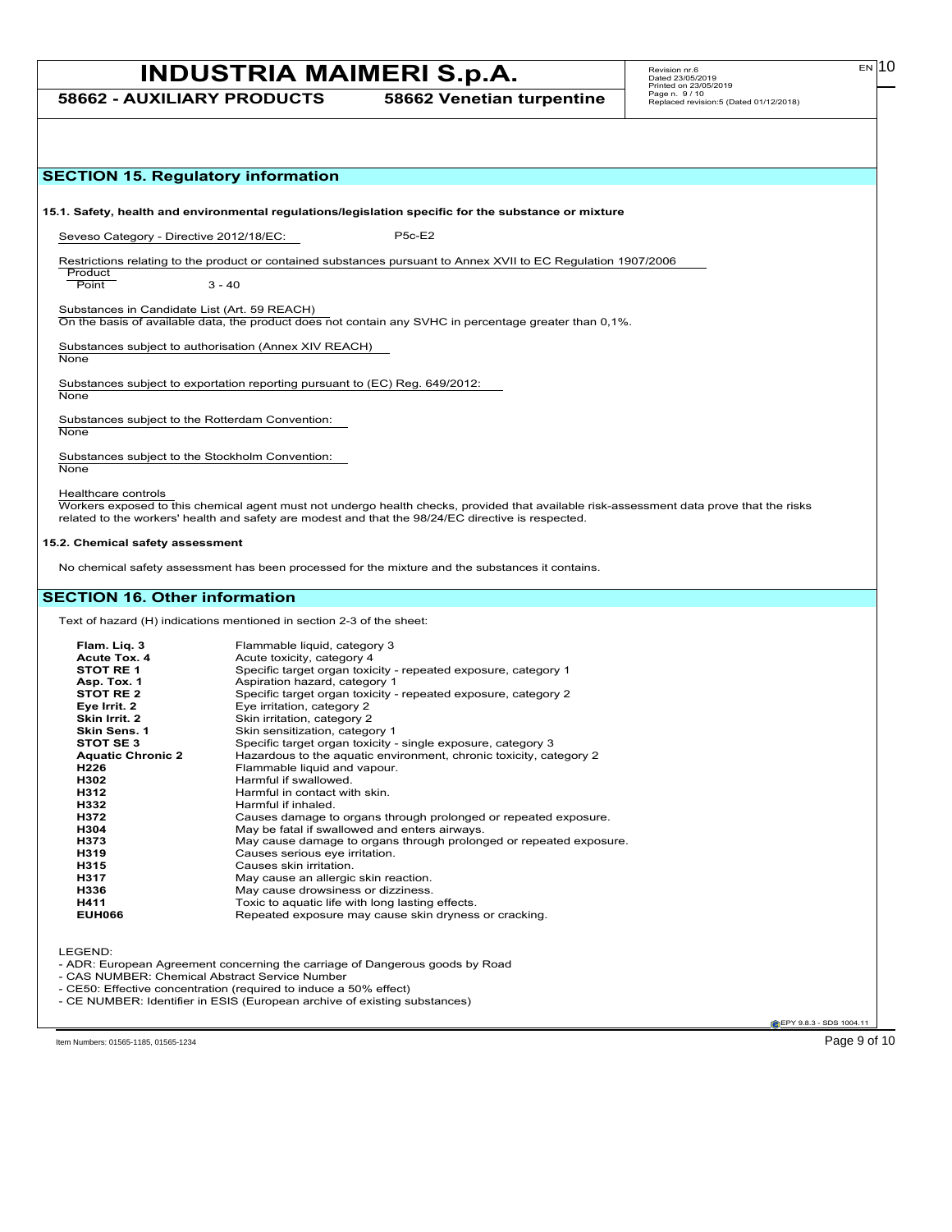## SECTION 15. Regulatory information

**15.1. Safety, health and environmental regulations/legislation specific for the substance or mixture**

Seveso Category - Directive 2012/18/EC: P5c-E2

Restrictions relating to the product or contained substances pursuant to Annex XVII to EC Regulation 1907/2006

| Product | |
|---|---|
| Point | 3 - 40 |

Substances in Candidate List (Art. 59 REACH)
On the basis of available data, the product does not contain any SVHC in percentage greater than 0,1%.

Substances subject to authorisation (Annex XIV REACH)
None

Substances subject to exportation reporting pursuant to (EC) Reg. 649/2012:
None

Substances subject to the Rotterdam Convention:
None

Substances subject to the Stockholm Convention:
None

Healthcare controls
Workers exposed to this chemical agent must not undergo health checks, provided that available risk-assessment data prove that the risks related to the workers' health and safety are modest and that the 98/24/EC directive is respected.

**15.2. Chemical safety assessment**

No chemical safety assessment has been processed for the mixture and the substances it contains.

## SECTION 16. Other information

Text of hazard (H) indications mentioned in section 2-3 of the sheet:

| | |
|---|---|
| **Flam. Liq. 3** | Flammable liquid, category 3 |
| **Acute Tox. 4** | Acute toxicity, category 4 |
| **STOT RE 1** | Specific target organ toxicity - repeated exposure, category 1 |
| **Asp. Tox. 1** | Aspiration hazard, category 1 |
| **STOT RE 2** | Specific target organ toxicity - repeated exposure, category 2 |
| **Eye Irrit. 2** | Eye irritation, category 2 |
| **Skin Irrit. 2** | Skin irritation, category 2 |
| **Skin Sens. 1** | Skin sensitization, category 1 |
| **STOT SE 3** | Specific target organ toxicity - single exposure, category 3 |
| **Aquatic Chronic 2** | Hazardous to the aquatic environment, chronic toxicity, category 2 |
| **H226** | Flammable liquid and vapour. |
| **H302** | Harmful if swallowed. |
| **H312** | Harmful in contact with skin. |
| **H332** | Harmful if inhaled. |
| **H372** | Causes damage to organs through prolonged or repeated exposure. |
| **H304** | May be fatal if swallowed and enters airways. |
| **H373** | May cause damage to organs through prolonged or repeated exposure. |
| **H319** | Causes serious eye irritation. |
| **H315** | Causes skin irritation. |
| **H317** | May cause an allergic skin reaction. |
| **H336** | May cause drowsiness or dizziness. |
| **H411** | Toxic to aquatic life with long lasting effects. |
| **EUH066** | Repeated exposure may cause skin dryness or cracking. |

LEGEND:

- ADR: European Agreement concerning the carriage of Dangerous goods by Road
- CAS NUMBER: Chemical Abstract Service Number
- CE50: Effective concentration (required to induce a 50% effect)
- CE NUMBER: Identifier in ESIS (European archive of existing substances)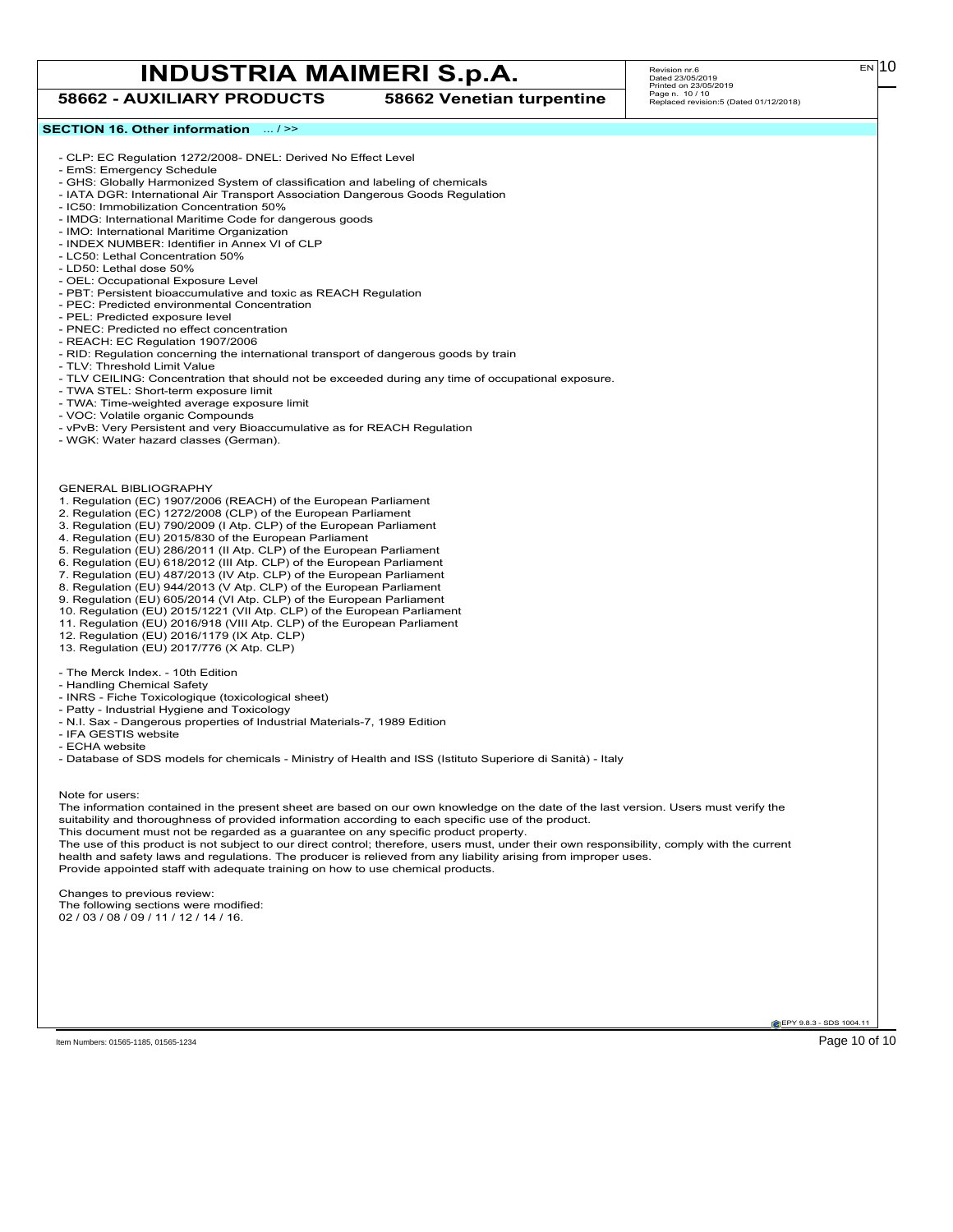## SECTION 16. Other information ... / >>

- CLP: EC Regulation 1272/2008- DNEL: Derived No Effect Level
- EmS: Emergency Schedule
- GHS: Globally Harmonized System of classification and labeling of chemicals
- IATA DGR: International Air Transport Association Dangerous Goods Regulation
- IC50: Immobilization Concentration 50%
- IMDG: International Maritime Code for dangerous goods
- IMO: International Maritime Organization
- INDEX NUMBER: Identifier in Annex VI of CLP
- LC50: Lethal Concentration 50%
- LD50: Lethal dose 50%
- OEL: Occupational Exposure Level
- PBT: Persistent bioaccumulative and toxic as REACH Regulation
- PEC: Predicted environmental Concentration
- PEL: Predicted exposure level
- PNEC: Predicted no effect concentration
- REACH: EC Regulation 1907/2006
- RID: Regulation concerning the international transport of dangerous goods by train
- TLV: Threshold Limit Value
- TLV CEILING: Concentration that should not be exceeded during any time of occupational exposure.
- TWA STEL: Short-term exposure limit
- TWA: Time-weighted average exposure limit
- VOC: Volatile organic Compounds
- vPvB: Very Persistent and very Bioaccumulative as for REACH Regulation
- WGK: Water hazard classes (German).

GENERAL BIBLIOGRAPHY

1. Regulation (EC) 1907/2006 (REACH) of the European Parliament
2. Regulation (EC) 1272/2008 (CLP) of the European Parliament
3. Regulation (EU) 790/2009 (I Atp. CLP) of the European Parliament
4. Regulation (EU) 2015/830 of the European Parliament
5. Regulation (EU) 286/2011 (II Atp. CLP) of the European Parliament
6. Regulation (EU) 618/2012 (III Atp. CLP) of the European Parliament
7. Regulation (EU) 487/2013 (IV Atp. CLP) of the European Parliament
8. Regulation (EU) 944/2013 (V Atp. CLP) of the European Parliament
9. Regulation (EU) 605/2014 (VI Atp. CLP) of the European Parliament
10. Regulation (EU) 2015/1221 (VII Atp. CLP) of the European Parliament
11. Regulation (EU) 2016/918 (VIII Atp. CLP) of the European Parliament
12. Regulation (EU) 2016/1179 (IX Atp. CLP)
13. Regulation (EU) 2017/776 (X Atp. CLP)

- The Merck Index. - 10th Edition
- Handling Chemical Safety
- INRS - Fiche Toxicologique (toxicological sheet)
- Patty - Industrial Hygiene and Toxicology
- N.I. Sax - Dangerous properties of Industrial Materials-7, 1989 Edition
- IFA GESTIS website
- ECHA website
- Database of SDS models for chemicals - Ministry of Health and ISS (Istituto Superiore di Sanità) - Italy

Note for users:
The information contained in the present sheet are based on our own knowledge on the date of the last version. Users must verify the suitability and thoroughness of provided information according to each specific use of the product.
This document must not be regarded as a guarantee on any specific product property.
The use of this product is not subject to our direct control; therefore, users must, under their own responsibility, comply with the current health and safety laws and regulations. The producer is relieved from any liability arising from improper uses.
Provide appointed staff with adequate training on how to use chemical products.

Changes to previous review:
The following sections were modified:
02 / 03 / 08 / 09 / 11 / 12 / 14 / 16.